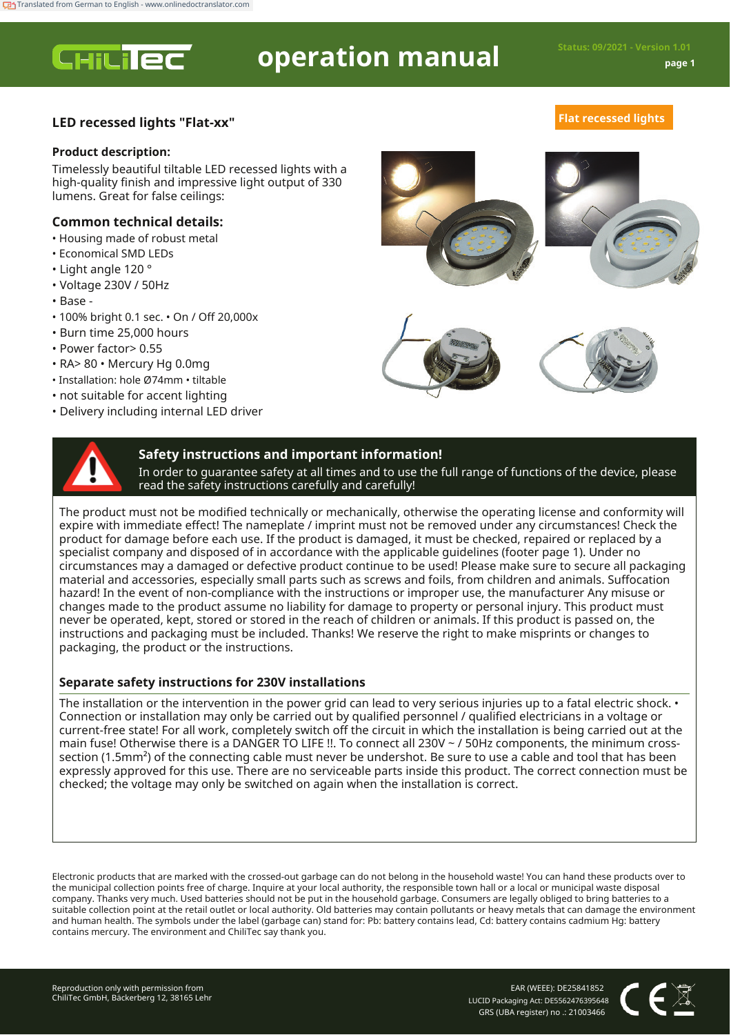Translated from German to English - www.onlinedoctranslator.com

# operation manual

Status: 09/2021 - Version 1.01

## LED recessed lights "Flat-xx"

Flat recessed lights

### Product description:

Timelessly beautiful tiltable LED recessed lights with a high-quality finish and impressive light output of 330 lumens. Great for false ceilings:

### Common technical details:

- Housing made of robust metal
- Economical SMD LEDs
- Light angle 120 °
- Voltage 230V / 50Hz
- Base -
- 100% bright 0.1 sec. • On / Off 20,000x
- Burn time 25,000 hours
- Power factor> 0.55
- RA> 80 • Mercury Hg 0.0mg
- Installation: hole Ø74mm • tiltable
- not suitable for accent lighting
- Delivery including internal LED driver

### Safety instructions and important information!

In order to guarantee safety at all times and to use the full range of functions of the device, please read the safety instructions carefully and carefully!

The product must not be modified technically or mechanically, otherwise the operating license and conformity will expire with immediate effect! The nameplate / imprint must not be removed under any circumstances! Check the product for damage before each use. If the product is damaged, it must be checked, repaired or replaced by a specialist company and disposed of in accordance with the applicable guidelines (footer page 1). Under no circumstances may a damaged or defective product continue to be used! Please make sure to secure all packaging material and accessories, especially small parts such as screws and foils, from children and animals. Suffocation hazard! In the event of non-compliance with the instructions or improper use, the manufacturer Any misuse or changes made to the product assume no liability for damage to property or personal injury. This product must never be operated, kept, stored or stored in the reach of children or animals. If this product is passed on, the instructions and packaging must be included. Thanks! We reserve the right to make misprints or changes to packaging, the product or the instructions.

### Separate safety instructions for 230V installations

The installation or the intervention in the power grid can lead to very serious injuries up to a fatal electric shock. • Connection or installation may only be carried out by qualified personnel / qualified electricians in a voltage or current-free state! For all work, completely switch off the circuit in which the installation is being carried out at the main fuse! Otherwise there is a DANGER TO LIFE !!. To connect all 230V ~ / 50Hz components, the minimum cross-section (1.5mm²) of the connecting cable must never be undershot. Be sure to use a cable and tool that has been expressly approved for this use. There are no serviceable parts inside this product. The correct connection must be checked; the voltage may only be switched on again when the installation is correct.

Electronic products that are marked with the crossed-out garbage can do not belong in the household waste! You can hand these products over to the municipal collection points free of charge. Inquire at your local authority, the responsible town hall or a local or municipal waste disposal company. Thanks very much. Used batteries should not be put in the household garbage. Consumers are legally obliged to bring batteries to a suitable collection point at the retail outlet or local authority. Old batteries may contain pollutants or heavy metals that can damage the environment and human health. The symbols under the label (garbage can) stand for: Pb: battery contains lead, Cd: battery contains cadmium Hg: battery contains mercury. The environment and ChiliTec say thank you.

Reproduction only with permission from ChiliTec GmbH, Bäckerberg 12, 38165 Lehr

EAR (WEEE): DE25841852
LUCID Packaging Act: DE5562476395648
GRS (UBA register) no .: 21003466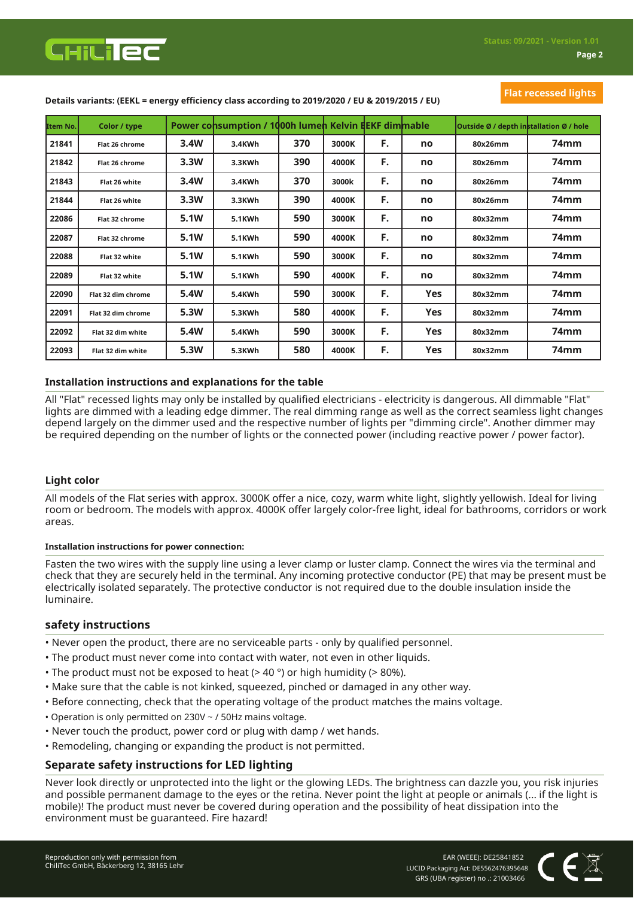Flat recessed lights

Details variants: (EEKL = energy efficiency class according to 2019/2020 / EU & 2019/2015 / EU)

| Item No. | Color / type | Power consumption | / 1000h | lumen | Kelvin | EEKF | dimmable | Outside Ø / depth | installation Ø / hole |
|---|---|---|---|---|---|---|---|---|---|
| 21841 | Flat 26 chrome | 3.4W | 3.4KWh | 370 | 3000K | F. | no | 80x26mm | 74mm |
| 21842 | Flat 26 chrome | 3.3W | 3.3KWh | 390 | 4000K | F. | no | 80x26mm | 74mm |
| 21843 | Flat 26 white | 3.4W | 3.4KWh | 370 | 3000k | F. | no | 80x26mm | 74mm |
| 21844 | Flat 26 white | 3.3W | 3.3KWh | 390 | 4000K | F. | no | 80x26mm | 74mm |
| 22086 | Flat 32 chrome | 5.1W | 5.1KWh | 590 | 3000K | F. | no | 80x32mm | 74mm |
| 22087 | Flat 32 chrome | 5.1W | 5.1KWh | 590 | 4000K | F. | no | 80x32mm | 74mm |
| 22088 | Flat 32 white | 5.1W | 5.1KWh | 590 | 3000K | F. | no | 80x32mm | 74mm |
| 22089 | Flat 32 white | 5.1W | 5.1KWh | 590 | 4000K | F. | no | 80x32mm | 74mm |
| 22090 | Flat 32 dim chrome | 5.4W | 5.4KWh | 590 | 3000K | F. | Yes | 80x32mm | 74mm |
| 22091 | Flat 32 dim chrome | 5.3W | 5.3KWh | 580 | 4000K | F. | Yes | 80x32mm | 74mm |
| 22092 | Flat 32 dim white | 5.4W | 5.4KWh | 590 | 3000K | F. | Yes | 80x32mm | 74mm |
| 22093 | Flat 32 dim white | 5.3W | 5.3KWh | 580 | 4000K | F. | Yes | 80x32mm | 74mm |

## Installation instructions and explanations for the table

All "Flat" recessed lights may only be installed by qualified electricians - electricity is dangerous. All dimmable "Flat" lights are dimmed with a leading edge dimmer. The real dimming range as well as the correct seamless light changes depend largely on the dimmer used and the respective number of lights per "dimming circle". Another dimmer may be required depending on the number of lights or the connected power (including reactive power / power factor).

## Light color

All models of the Flat series with approx. 3000K offer a nice, cozy, warm white light, slightly yellowish. Ideal for living room or bedroom. The models with approx. 4000K offer largely color-free light, ideal for bathrooms, corridors or work areas.

### Installation instructions for power connection:

Fasten the two wires with the supply line using a lever clamp or luster clamp. Connect the wires via the terminal and check that they are securely held in the terminal. Any incoming protective conductor (PE) that may be present must be electrically isolated separately. The protective conductor is not required due to the double insulation inside the luminaire.

## safety instructions

- Never open the product, there are no serviceable parts - only by qualified personnel.
- The product must never come into contact with water, not even in other liquids.
- The product must not be exposed to heat (> 40 °) or high humidity (> 80%).
- Make sure that the cable is not kinked, squeezed, pinched or damaged in any other way.
- Before connecting, check that the operating voltage of the product matches the mains voltage.
- Operation is only permitted on 230V ~ / 50Hz mains voltage.
- Never touch the product, power cord or plug with damp / wet hands.
- Remodeling, changing or expanding the product is not permitted.

## Separate safety instructions for LED lighting

Never look directly or unprotected into the light or the glowing LEDs. The brightness can dazzle you, you risk injuries and possible permanent damage to the eyes or the retina. Never point the light at people or animals (... if the light is mobile)! The product must never be covered during operation and the possibility of heat dissipation into the environment must be guaranteed. Fire hazard!

Reproduction only with permission from ChiliTec GmbH, Bäckerberg 12, 38165 Lehr

EAR (WEEE): DE25841852
LUCID Packaging Act: DE5562476395648
GRS (UBA register) no .: 21003466